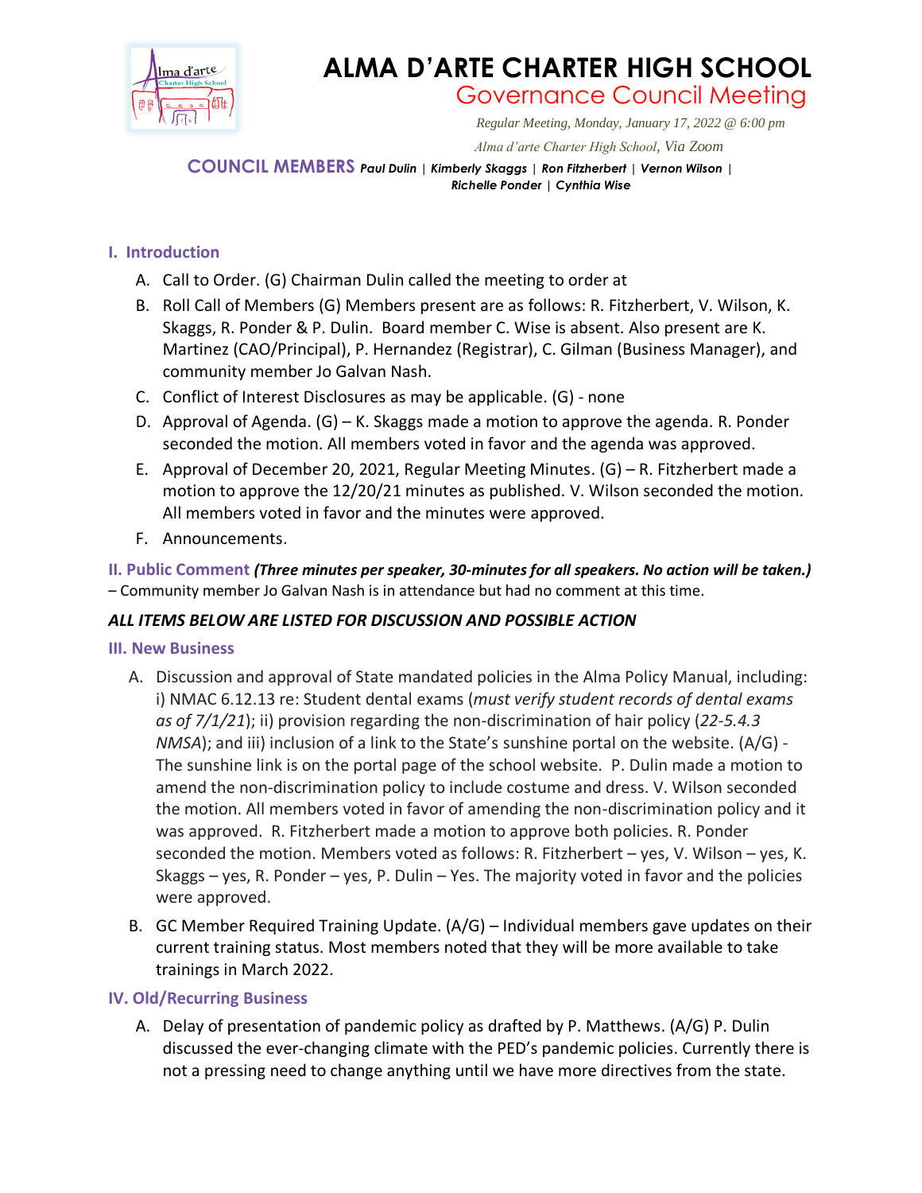# ALMA D'ARTE CHARTER HIGH SCHOOL

## Governance Council Meeting

*Regular Meeting, Monday, January 17, 2022 @ 6:00 pm*

*Alma d'arte Charter High School, Via Zoom*

**COUNCIL MEMBERS** ***Paul Dulin | Kimberly Skaggs | Ron Fitzherbert | Vernon Wilson | Richelle Ponder | Cynthia Wise***

### I. Introduction

A. Call to Order. (G) Chairman Dulin called the meeting to order at

B. Roll Call of Members (G) Members present are as follows: R. Fitzherbert, V. Wilson, K. Skaggs, R. Ponder & P. Dulin. Board member C. Wise is absent. Also present are K. Martinez (CAO/Principal), P. Hernandez (Registrar), C. Gilman (Business Manager), and community member Jo Galvan Nash.

C. Conflict of Interest Disclosures as may be applicable. (G) - none

D. Approval of Agenda. (G) – K. Skaggs made a motion to approve the agenda. R. Ponder seconded the motion. All members voted in favor and the agenda was approved.

E. Approval of December 20, 2021, Regular Meeting Minutes. (G) – R. Fitzherbert made a motion to approve the 12/20/21 minutes as published. V. Wilson seconded the motion. All members voted in favor and the minutes were approved.

F. Announcements.

### II. Public Comment *(Three minutes per speaker, 30-minutes for all speakers. No action will be taken.)*

– Community member Jo Galvan Nash is in attendance but had no comment at this time.

***ALL ITEMS BELOW ARE LISTED FOR DISCUSSION AND POSSIBLE ACTION***

### III. New Business

A. Discussion and approval of State mandated policies in the Alma Policy Manual, including: i) NMAC 6.12.13 re: Student dental exams (*must verify student records of dental exams as of 7/1/21*); ii) provision regarding the non-discrimination of hair policy (*22-5.4.3 NMSA*); and iii) inclusion of a link to the State's sunshine portal on the website. (A/G) - The sunshine link is on the portal page of the school website. P. Dulin made a motion to amend the non-discrimination policy to include costume and dress. V. Wilson seconded the motion. All members voted in favor of amending the non-discrimination policy and it was approved. R. Fitzherbert made a motion to approve both policies. R. Ponder seconded the motion. Members voted as follows: R. Fitzherbert – yes, V. Wilson – yes, K. Skaggs – yes, R. Ponder – yes, P. Dulin – Yes. The majority voted in favor and the policies were approved.

B. GC Member Required Training Update. (A/G) – Individual members gave updates on their current training status. Most members noted that they will be more available to take trainings in March 2022.

### IV. Old/Recurring Business

A. Delay of presentation of pandemic policy as drafted by P. Matthews. (A/G) P. Dulin discussed the ever-changing climate with the PED's pandemic policies. Currently there is not a pressing need to change anything until we have more directives from the state.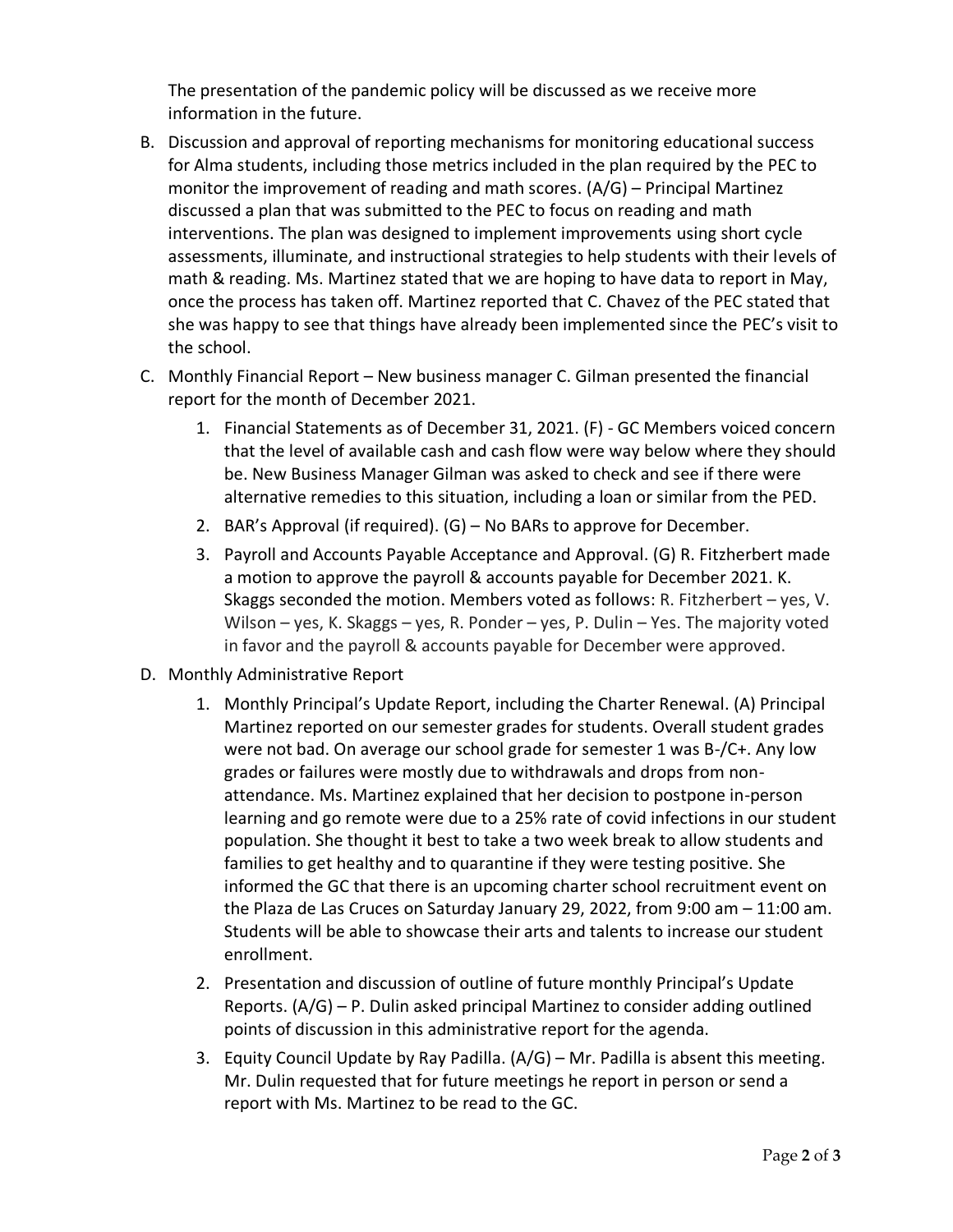The presentation of the pandemic policy will be discussed as we receive more information in the future.

B. Discussion and approval of reporting mechanisms for monitoring educational success for Alma students, including those metrics included in the plan required by the PEC to monitor the improvement of reading and math scores. (A/G) – Principal Martinez discussed a plan that was submitted to the PEC to focus on reading and math interventions. The plan was designed to implement improvements using short cycle assessments, illuminate, and instructional strategies to help students with their levels of math & reading. Ms. Martinez stated that we are hoping to have data to report in May, once the process has taken off. Martinez reported that C. Chavez of the PEC stated that she was happy to see that things have already been implemented since the PEC's visit to the school.

C. Monthly Financial Report – New business manager C. Gilman presented the financial report for the month of December 2021.

   1. Financial Statements as of December 31, 2021. (F) - GC Members voiced concern that the level of available cash and cash flow were way below where they should be. New Business Manager Gilman was asked to check and see if there were alternative remedies to this situation, including a loan or similar from the PED.
   2. BAR's Approval (if required). (G) – No BARs to approve for December.
   3. Payroll and Accounts Payable Acceptance and Approval. (G) R. Fitzherbert made a motion to approve the payroll & accounts payable for December 2021. K. Skaggs seconded the motion. Members voted as follows: R. Fitzherbert – yes, V. Wilson – yes, K. Skaggs – yes, R. Ponder – yes, P. Dulin – Yes. The majority voted in favor and the payroll & accounts payable for December were approved.

D. Monthly Administrative Report

   1. Monthly Principal's Update Report, including the Charter Renewal. (A) Principal Martinez reported on our semester grades for students. Overall student grades were not bad. On average our school grade for semester 1 was B-/C+. Any low grades or failures were mostly due to withdrawals and drops from non-attendance. Ms. Martinez explained that her decision to postpone in-person learning and go remote were due to a 25% rate of covid infections in our student population. She thought it best to take a two week break to allow students and families to get healthy and to quarantine if they were testing positive. She informed the GC that there is an upcoming charter school recruitment event on the Plaza de Las Cruces on Saturday January 29, 2022, from 9:00 am – 11:00 am. Students will be able to showcase their arts and talents to increase our student enrollment.
   2. Presentation and discussion of outline of future monthly Principal's Update Reports. (A/G) – P. Dulin asked principal Martinez to consider adding outlined points of discussion in this administrative report for the agenda.
   3. Equity Council Update by Ray Padilla. (A/G) – Mr. Padilla is absent this meeting. Mr. Dulin requested that for future meetings he report in person or send a report with Ms. Martinez to be read to the GC.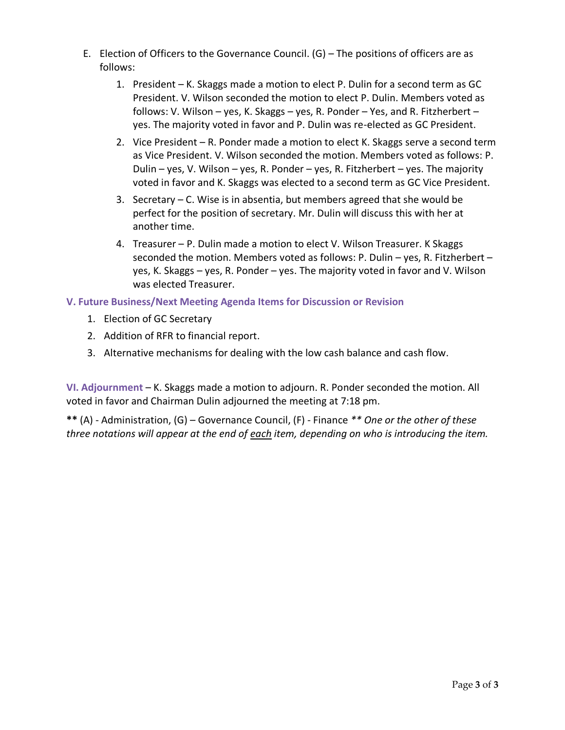E. Election of Officers to the Governance Council. (G) – The positions of officers are as follows:

   1. President – K. Skaggs made a motion to elect P. Dulin for a second term as GC President. V. Wilson seconded the motion to elect P. Dulin. Members voted as follows: V. Wilson – yes, K. Skaggs – yes, R. Ponder – Yes, and R. Fitzherbert – yes. The majority voted in favor and P. Dulin was re-elected as GC President.
   2. Vice President – R. Ponder made a motion to elect K. Skaggs serve a second term as Vice President. V. Wilson seconded the motion. Members voted as follows: P. Dulin – yes, V. Wilson – yes, R. Ponder – yes, R. Fitzherbert – yes. The majority voted in favor and K. Skaggs was elected to a second term as GC Vice President.
   3. Secretary – C. Wise is in absentia, but members agreed that she would be perfect for the position of secretary. Mr. Dulin will discuss this with her at another time.
   4. Treasurer – P. Dulin made a motion to elect V. Wilson Treasurer. K Skaggs seconded the motion. Members voted as follows: P. Dulin – yes, R. Fitzherbert – yes, K. Skaggs – yes, R. Ponder – yes. The majority voted in favor and V. Wilson was elected Treasurer.

## V. Future Business/Next Meeting Agenda Items for Discussion or Revision

1. Election of GC Secretary
2. Addition of RFR to financial report.
3. Alternative mechanisms for dealing with the low cash balance and cash flow.

**VI. Adjournment** – K. Skaggs made a motion to adjourn. R. Ponder seconded the motion. All voted in favor and Chairman Dulin adjourned the meeting at 7:18 pm.

**\*\*** (A) - Administration, (G) – Governance Council, (F) - Finance *\*\* One or the other of these three notations will appear at the end of <u>each</u> item, depending on who is introducing the item.*